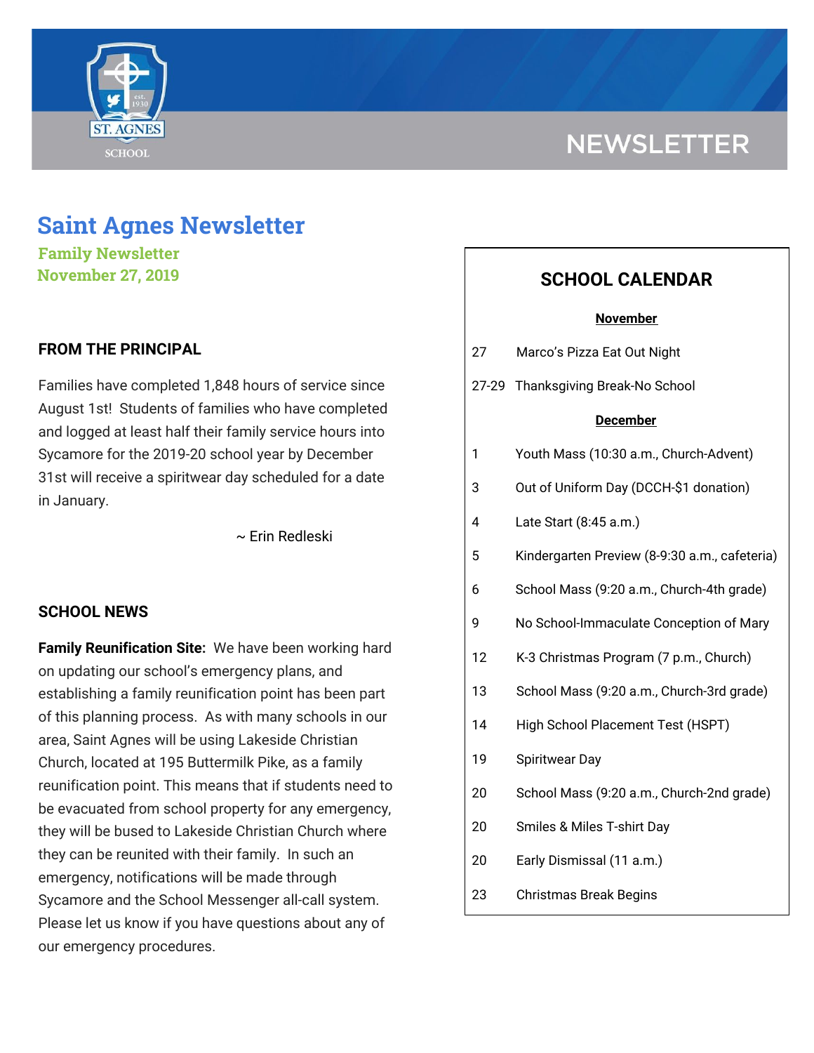NEWSLETTER

# Saint Agnes Newsletter

**Family Newsletter**
**November 27, 2019**

## FROM THE PRINCIPAL

Families have completed 1,848 hours of service since August 1st! Students of families who have completed and logged at least half their family service hours into Sycamore for the 2019-20 school year by December 31st will receive a spiritwear day scheduled for a date in January.

~ Erin Redleski

## SCHOOL NEWS

**Family Reunification Site:** We have been working hard on updating our school's emergency plans, and establishing a family reunification point has been part of this planning process. As with many schools in our area, Saint Agnes will be using Lakeside Christian Church, located at 195 Buttermilk Pike, as a family reunification point. This means that if students need to be evacuated from school property for any emergency, they will be bused to Lakeside Christian Church where they can be reunited with their family. In such an emergency, notifications will be made through Sycamore and the School Messenger all-call system. Please let us know if you have questions about any of our emergency procedures.

## SCHOOL CALENDAR

**November**

| | |
|---|---|
| 27 | Marco's Pizza Eat Out Night |
| 27-29 | Thanksgiving Break-No School |

**December**

| | |
|---|---|
| 1 | Youth Mass (10:30 a.m., Church-Advent) |
| 3 | Out of Uniform Day (DCCH-$1 donation) |
| 4 | Late Start (8:45 a.m.) |
| 5 | Kindergarten Preview (8-9:30 a.m., cafeteria) |
| 6 | School Mass (9:20 a.m., Church-4th grade) |
| 9 | No School-Immaculate Conception of Mary |
| 12 | K-3 Christmas Program (7 p.m., Church) |
| 13 | School Mass (9:20 a.m., Church-3rd grade) |
| 14 | High School Placement Test (HSPT) |
| 19 | Spiritwear Day |
| 20 | School Mass (9:20 a.m., Church-2nd grade) |
| 20 | Smiles & Miles T-shirt Day |
| 20 | Early Dismissal (11 a.m.) |
| 23 | Christmas Break Begins |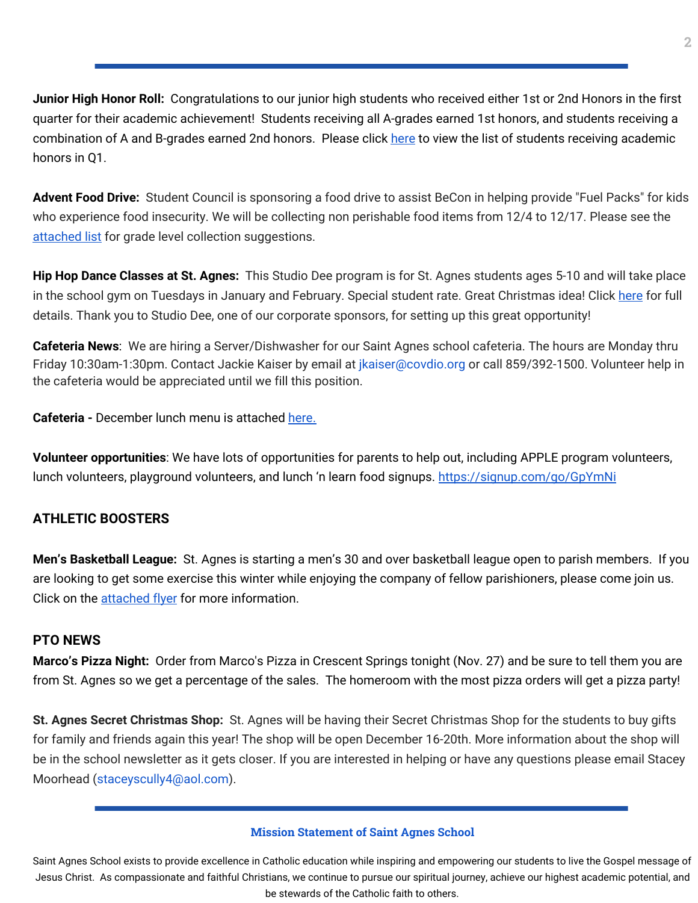**Junior High Honor Roll:** Congratulations to our junior high students who received either 1st or 2nd Honors in the first quarter for their academic achievement! Students receiving all A-grades earned 1st honors, and students receiving a combination of A and B-grades earned 2nd honors. Please click here to view the list of students receiving academic honors in Q1.

**Advent Food Drive:** Student Council is sponsoring a food drive to assist BeCon in helping provide "Fuel Packs" for kids who experience food insecurity. We will be collecting non perishable food items from 12/4 to 12/17. Please see the attached list for grade level collection suggestions.

**Hip Hop Dance Classes at St. Agnes:** This Studio Dee program is for St. Agnes students ages 5-10 and will take place in the school gym on Tuesdays in January and February. Special student rate. Great Christmas idea! Click here for full details. Thank you to Studio Dee, one of our corporate sponsors, for setting up this great opportunity!

**Cafeteria News**: We are hiring a Server/Dishwasher for our Saint Agnes school cafeteria. The hours are Monday thru Friday 10:30am-1:30pm. Contact Jackie Kaiser by email at jkaiser@covdio.org or call 859/392-1500. Volunteer help in the cafeteria would be appreciated until we fill this position.

**Cafeteria -** December lunch menu is attached here.

**Volunteer opportunities**: We have lots of opportunities for parents to help out, including APPLE program volunteers, lunch volunteers, playground volunteers, and lunch 'n learn food signups. https://signup.com/go/GpYmNi

## ATHLETIC BOOSTERS

**Men's Basketball League:** St. Agnes is starting a men's 30 and over basketball league open to parish members. If you are looking to get some exercise this winter while enjoying the company of fellow parishioners, please come join us. Click on the attached flyer for more information.

## PTO NEWS

**Marco's Pizza Night:** Order from Marco's Pizza in Crescent Springs tonight (Nov. 27) and be sure to tell them you are from St. Agnes so we get a percentage of the sales. The homeroom with the most pizza orders will get a pizza party!

**St. Agnes Secret Christmas Shop:** St. Agnes will be having their Secret Christmas Shop for the students to buy gifts for family and friends again this year! The shop will be open December 16-20th. More information about the shop will be in the school newsletter as it gets closer. If you are interested in helping or have any questions please email Stacey Moorhead (staceyscully4@aol.com).

---

**Mission Statement of Saint Agnes School**

Saint Agnes School exists to provide excellence in Catholic education while inspiring and empowering our students to live the Gospel message of Jesus Christ. As compassionate and faithful Christians, we continue to pursue our spiritual journey, achieve our highest academic potential, and be stewards of the Catholic faith to others.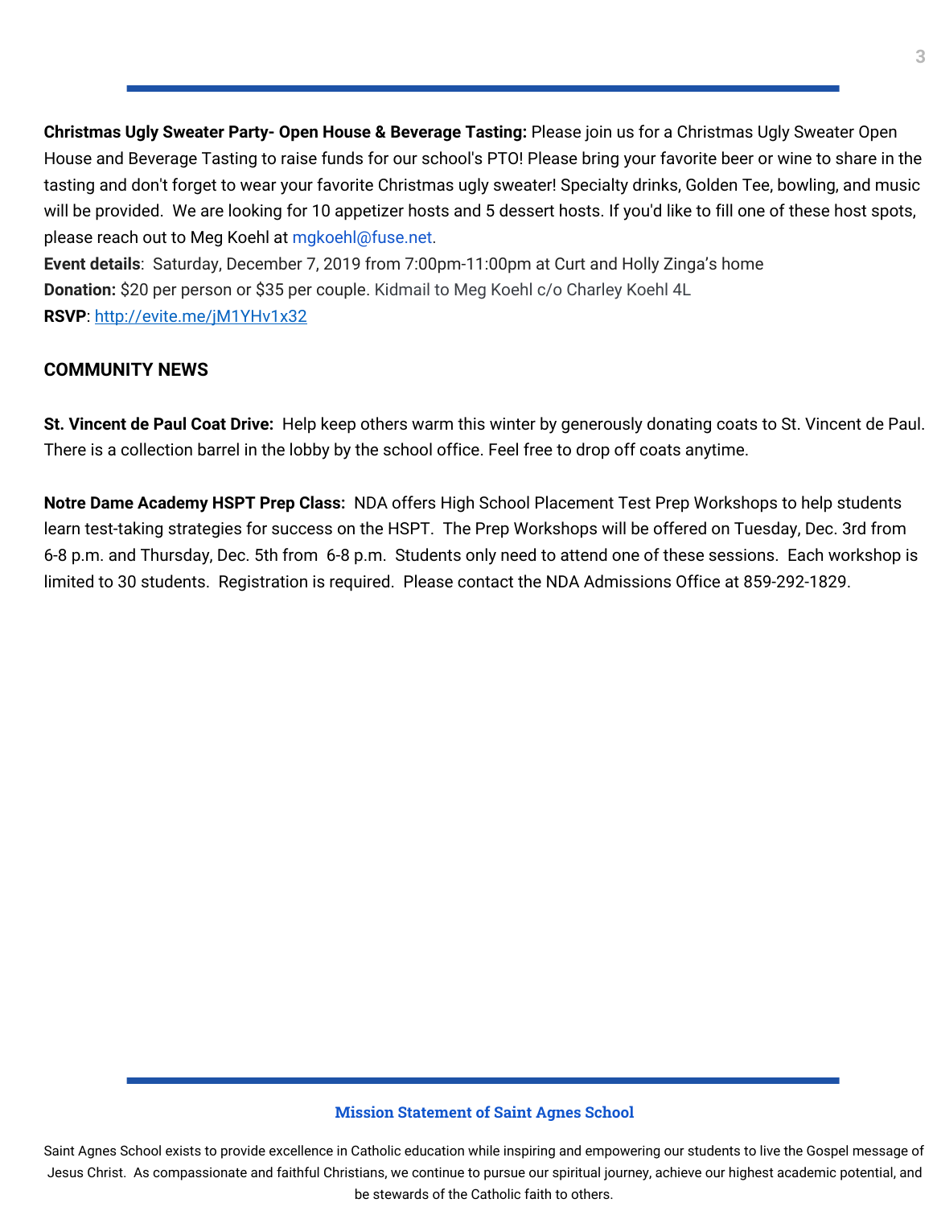**Christmas Ugly Sweater Party- Open House & Beverage Tasting:** Please join us for a Christmas Ugly Sweater Open House and Beverage Tasting to raise funds for our school's PTO! Please bring your favorite beer or wine to share in the tasting and don't forget to wear your favorite Christmas ugly sweater! Specialty drinks, Golden Tee, bowling, and music will be provided. We are looking for 10 appetizer hosts and 5 dessert hosts. If you'd like to fill one of these host spots, please reach out to Meg Koehl at mgkoehl@fuse.net.

**Event details**: Saturday, December 7, 2019 from 7:00pm-11:00pm at Curt and Holly Zinga's home

**Donation:** $20 per person or $35 per couple. Kidmail to Meg Koehl c/o Charley Koehl 4L

**RSVP**: http://evite.me/jM1YHv1x32

## COMMUNITY NEWS

**St. Vincent de Paul Coat Drive:** Help keep others warm this winter by generously donating coats to St. Vincent de Paul. There is a collection barrel in the lobby by the school office. Feel free to drop off coats anytime.

**Notre Dame Academy HSPT Prep Class:** NDA offers High School Placement Test Prep Workshops to help students learn test-taking strategies for success on the HSPT. The Prep Workshops will be offered on Tuesday, Dec. 3rd from 6-8 p.m. and Thursday, Dec. 5th from 6-8 p.m. Students only need to attend one of these sessions. Each workshop is limited to 30 students. Registration is required. Please contact the NDA Admissions Office at 859-292-1829.

**Mission Statement of Saint Agnes School**

Saint Agnes School exists to provide excellence in Catholic education while inspiring and empowering our students to live the Gospel message of Jesus Christ. As compassionate and faithful Christians, we continue to pursue our spiritual journey, achieve our highest academic potential, and be stewards of the Catholic faith to others.